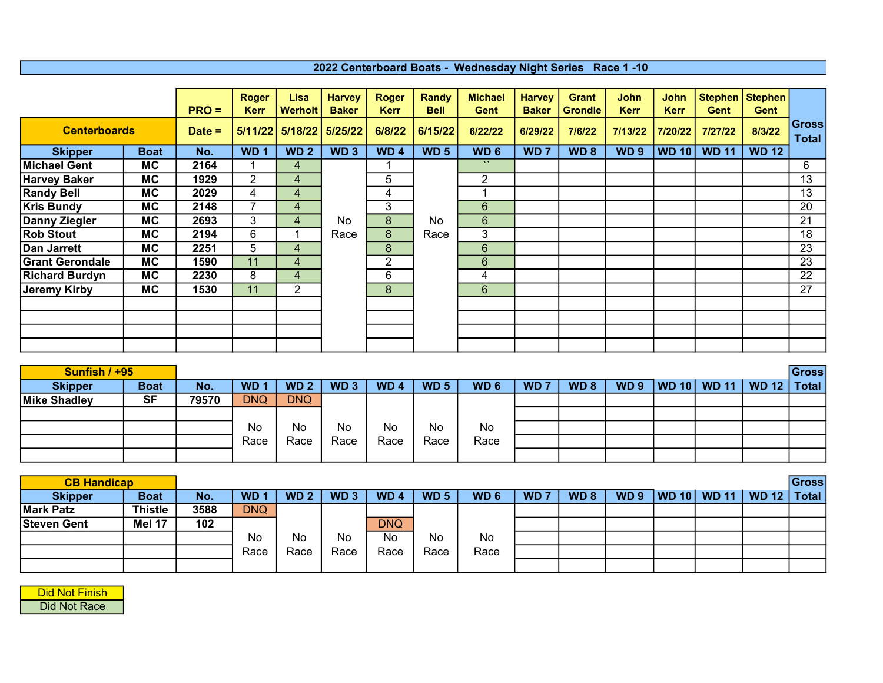# 2022 Centerboard Boats - Wednesday Night Series Race 1 -10

| Centerboards | | PRO = | Roger Kerr | Lisa Werholt | Harvey Baker | Roger Kerr | Randy Bell | Michael Gent | Harvey Baker | Grant Grondle | John Kerr | John Kerr | Stephen Gent | Stephen Gent | Gross Total |
|---|---|---|---|---|---|---|---|---|---|---|---|---|---|---|---|
| | | Date = | 5/11/22 | 5/18/22 | 5/25/22 | 6/8/22 | 6/15/22 | 6/22/22 | 6/29/22 | 7/6/22 | 7/13/22 | 7/20/22 | 7/27/22 | 8/3/22 | |
| Skipper | Boat | No. | WD 1 | WD 2 | WD 3 | WD 4 | WD 5 | WD 6 | WD 7 | WD 8 | WD 9 | WD 10 | WD 11 | WD 12 | |
| Michael Gent | MC | 2164 | 1 | 4 | No Race | 1 | No Race | `` | | | | | | | 6 |
| Harvey Baker | MC | 1929 | 2 | 4 | | 5 | | 2 | | | | | | | 13 |
| Randy Bell | MC | 2029 | 4 | 4 | | 4 | | 1 | | | | | | | 13 |
| Kris Bundy | MC | 2148 | 7 | 4 | | 3 | | 6 | | | | | | | 20 |
| Danny Ziegler | MC | 2693 | 3 | 4 | | 8 | | 6 | | | | | | | 21 |
| Rob Stout | MC | 2194 | 6 | 1 | | 8 | | 3 | | | | | | | 18 |
| Dan Jarrett | MC | 2251 | 5 | 4 | | 8 | | 6 | | | | | | | 23 |
| Grant Gerondale | MC | 1590 | 11 | 4 | | 2 | | 6 | | | | | | | 23 |
| Richard Burdyn | MC | 2230 | 8 | 4 | | 6 | | 4 | | | | | | | 22 |
| Jeremy Kirby | MC | 1530 | 11 | 2 | | 8 | | 6 | | | | | | | 27 |

| Sunfish / +95 | | | | | | | | | | | | | | | Gross |
|---|---|---|---|---|---|---|---|---|---|---|---|---|---|---|---|
| Skipper | Boat | No. | WD 1 | WD 2 | WD 3 | WD 4 | WD 5 | WD 6 | WD 7 | WD 8 | WD 9 | WD 10 | WD 11 | WD 12 | Total |
| Mike Shadley | SF | 79570 | DNQ | DNQ | No Race | No Race | No Race | No Race | | | | | | | |
| | | | No Race | No Race | | | | | | | | | | | |

| CB Handicap | | | | | | | | | | | | | | | Gross |
|---|---|---|---|---|---|---|---|---|---|---|---|---|---|---|---|
| Skipper | Boat | No. | WD 1 | WD 2 | WD 3 | WD 4 | WD 5 | WD 6 | WD 7 | WD 8 | WD 9 | WD 10 | WD 11 | WD 12 | Total |
| Mark Patz | Thistle | 3588 | DNQ | No Race | No Race | | No Race | No Race | | | | | | | |
| Steven Gent | Mel 17 | 102 | | | | DNQ | | | | | | | | | |
| | | | No Race | | | No Race | | | | | | | | | |

Did Not Finish

Did Not Race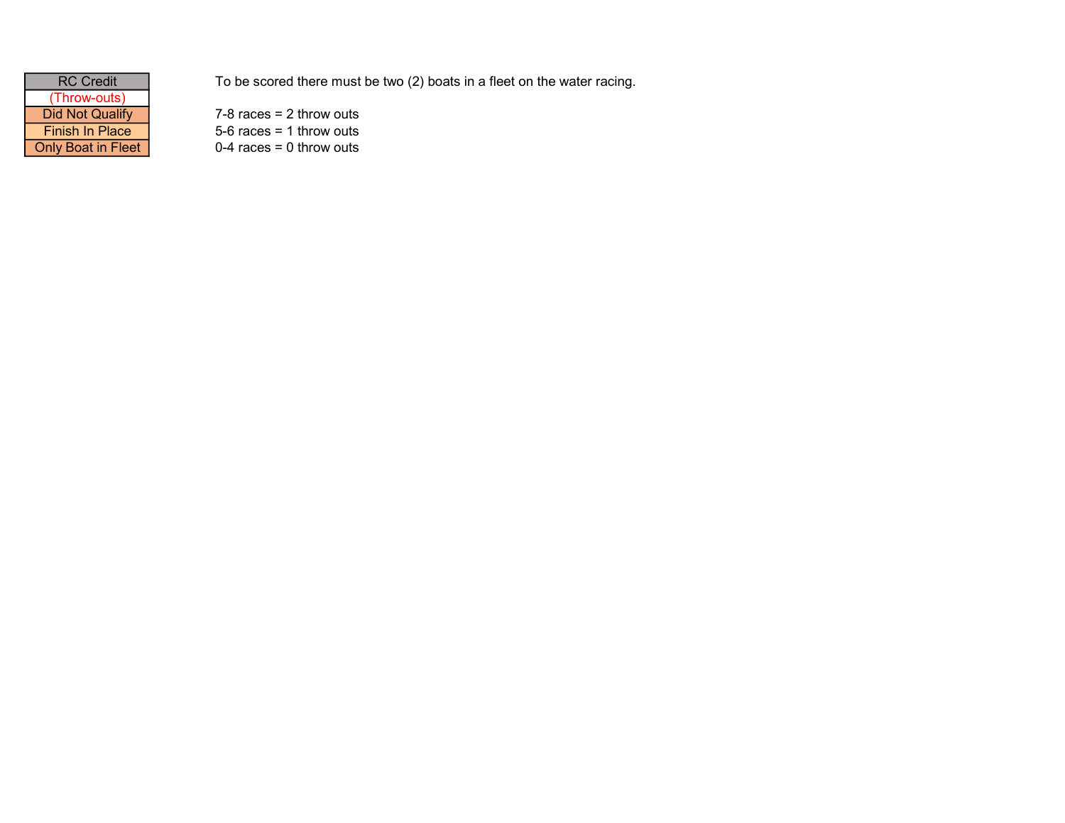| RC Credit |
| --- |
| (Throw-outs) |
| Did Not Qualify |
| Finish In Place |
| Only Boat in Fleet |

To be scored there must be two (2) boats in a fleet on the water racing.

7-8 races = 2 throw outs
5-6 races = 1 throw outs
0-4 races = 0 throw outs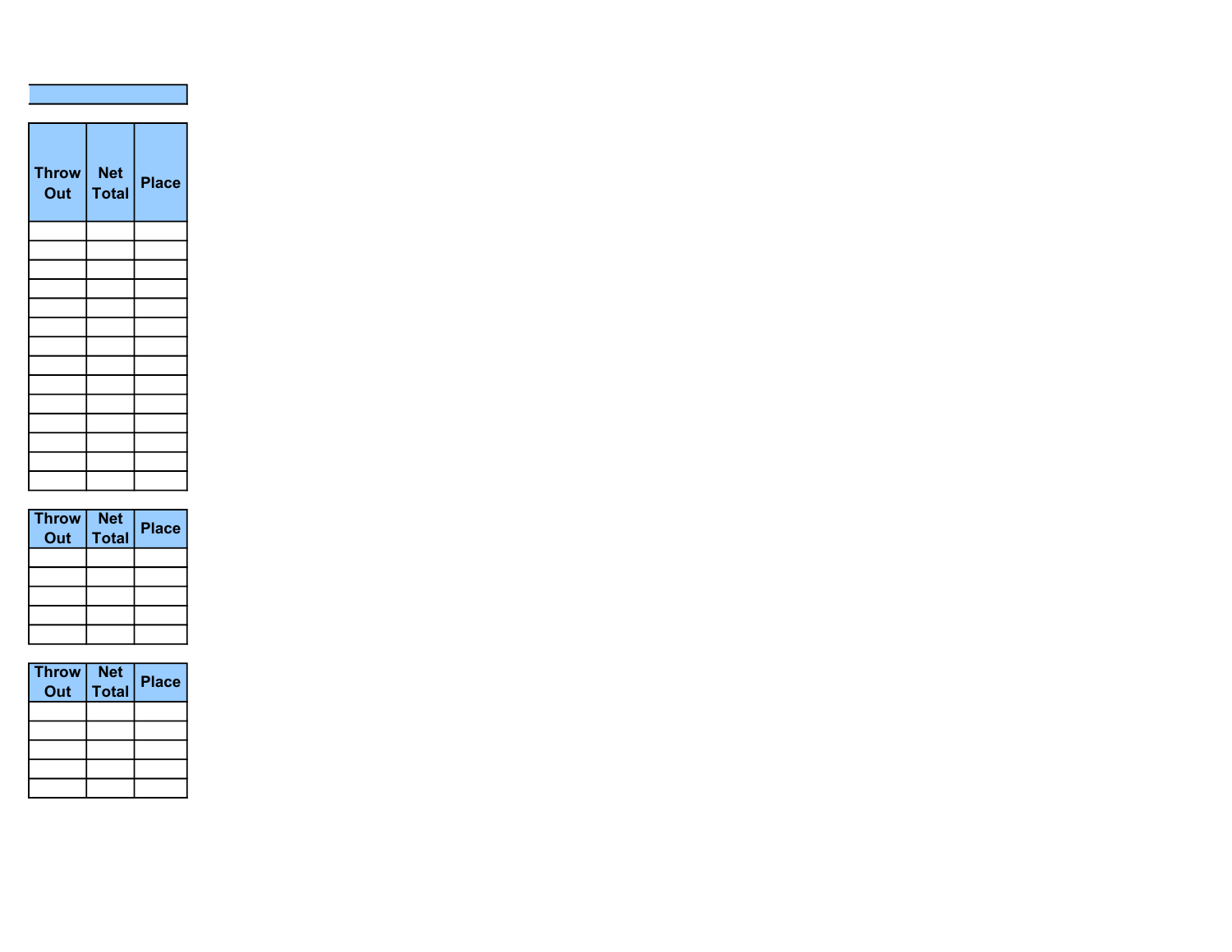| Throw Out | Net Total | Place |
|---|---|---|
| | | |
| | | |
| | | |
| | | |
| | | |
| | | |
| | | |
| | | |
| | | |
| | | |
| | | |
| | | |
| | | |
| | | |

| Throw Out | Net Total | Place |
|---|---|---|
| | | |
| | | |
| | | |
| | | |
| | | |

| Throw Out | Net Total | Place |
|---|---|---|
| | | |
| | | |
| | | |
| | | |
| | | |